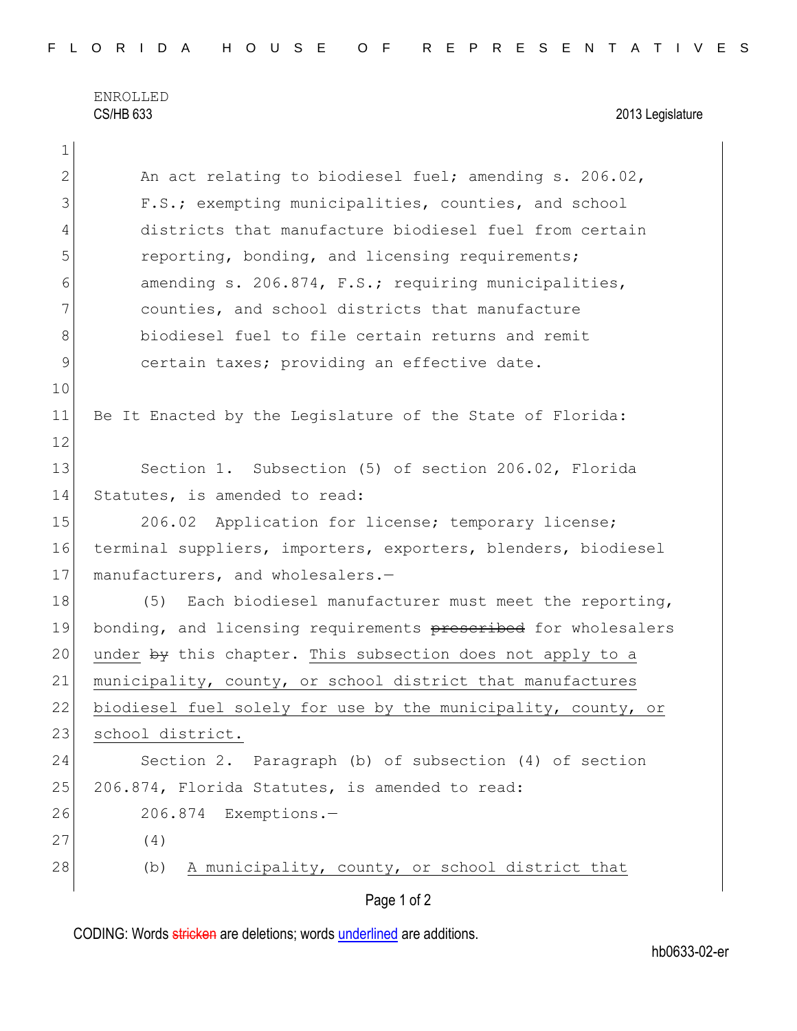ENROLLED

CS/HB 633 2013 Legislature

An act relating to biodiesel fuel; amending s. 206.02, F.S.; exempting municipalities, counties, and school districts that manufacture biodiesel fuel from certain reporting, bonding, and licensing requirements; amending s. 206.874, F.S.; requiring municipalities, counties, and school districts that manufacture biodiesel fuel to file certain returns and remit certain taxes; providing an effective date.

Be It Enacted by the Legislature of the State of Florida:

Section 1. Subsection (5) of section 206.02, Florida Statutes, is amended to read:

206.02 Application for license; temporary license; terminal suppliers, importers, exporters, blenders, biodiesel manufacturers, and wholesalers.—

(5) Each biodiesel manufacturer must meet the reporting, bonding, and licensing requirements ~~prescribed~~ for wholesalers under ~~by~~ this chapter. This subsection does not apply to a municipality, county, or school district that manufactures biodiesel fuel solely for use by the municipality, county, or school district.

Section 2. Paragraph (b) of subsection (4) of section 206.874, Florida Statutes, is amended to read:

206.874 Exemptions.—

(4)

(b) A municipality, county, or school district that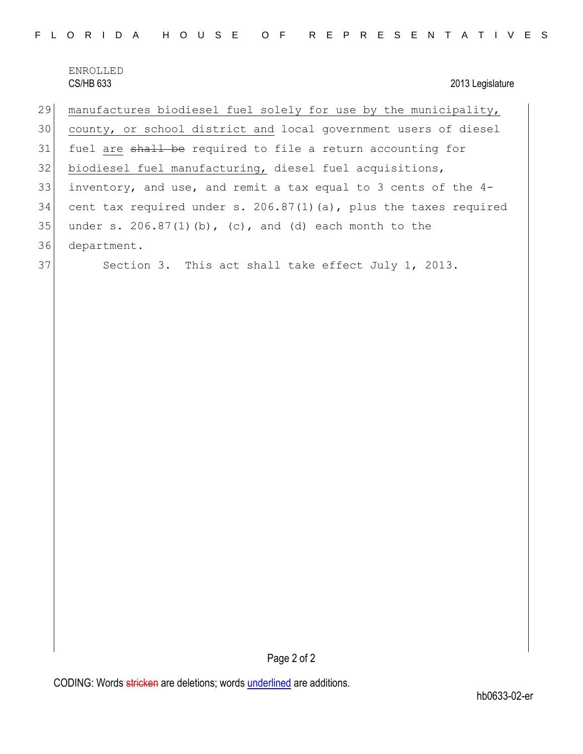ENROLLED
CS/HB 633 2013 Legislature

29 manufactures biodiesel fuel solely for use by the municipality,
30 county, or school district and local government users of diesel
31 fuel are ~~shall be~~ required to file a return accounting for
32 biodiesel fuel manufacturing, diesel fuel acquisitions,
33 inventory, and use, and remit a tax equal to 3 cents of the 4-
34 cent tax required under s. 206.87(1)(a), plus the taxes required
35 under s. 206.87(1)(b), (c), and (d) each month to the
36 department.
37 Section 3. This act shall take effect July 1, 2013.

CODING: Words stricken are deletions; words underlined are additions.

hb0633-02-er